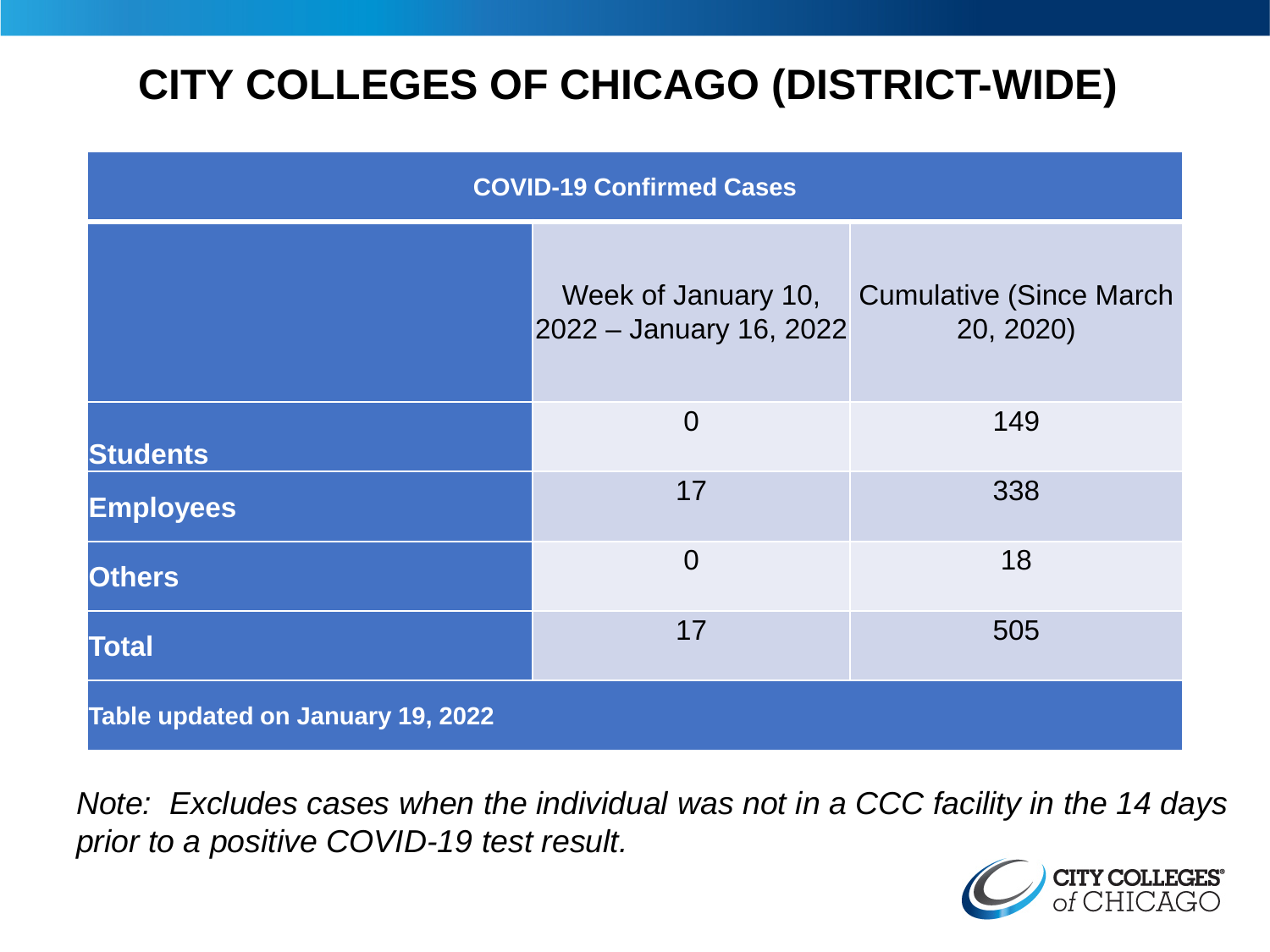# CITY COLLEGES OF CHICAGO (DISTRICT-WIDE)

| COVID-19 Confirmed Cases | | |
|---|---|---|
| | Week of January 10, 2022 – January 16, 2022 | Cumulative (Since March 20, 2020) |
| **Students** | 0 | 149 |
| **Employees** | 17 | 338 |
| **Others** | 0 | 18 |
| **Total** | 17 | 505 |
| **Table updated on January 19, 2022** | | |

*Note: Excludes cases when the individual was not in a CCC facility in the 14 days prior to a positive COVID-19 test result.*

CITY COLLEGES of CHICAGO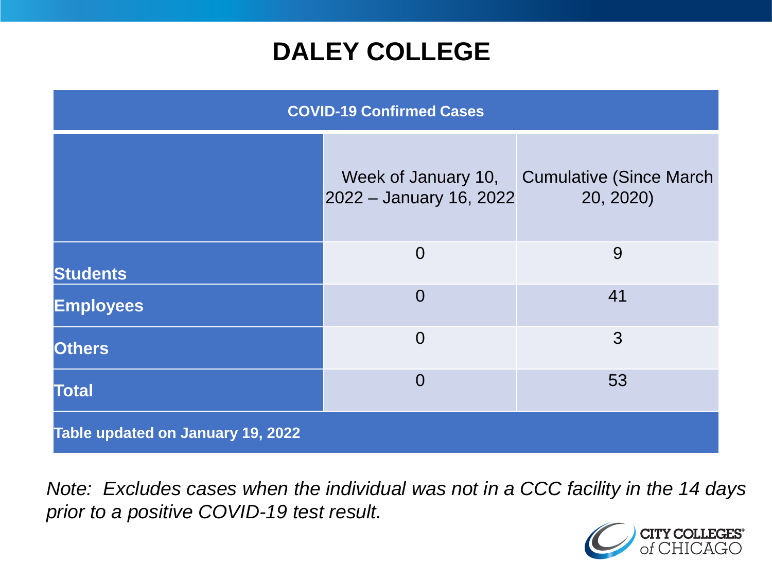# DALEY COLLEGE

| COVID-19 Confirmed Cases | | |
|---|---|---|
| | Week of January 10, 2022 – January 16, 2022 | Cumulative (Since March 20, 2020) |
| **Students** | 0 | 9 |
| **Employees** | 0 | 41 |
| **Others** | 0 | 3 |
| **Total** | 0 | 53 |
| **Table updated on January 19, 2022** | | |

*Note: Excludes cases when the individual was not in a CCC facility in the 14 days prior to a positive COVID-19 test result.*

CITY COLLEGES of CHICAGO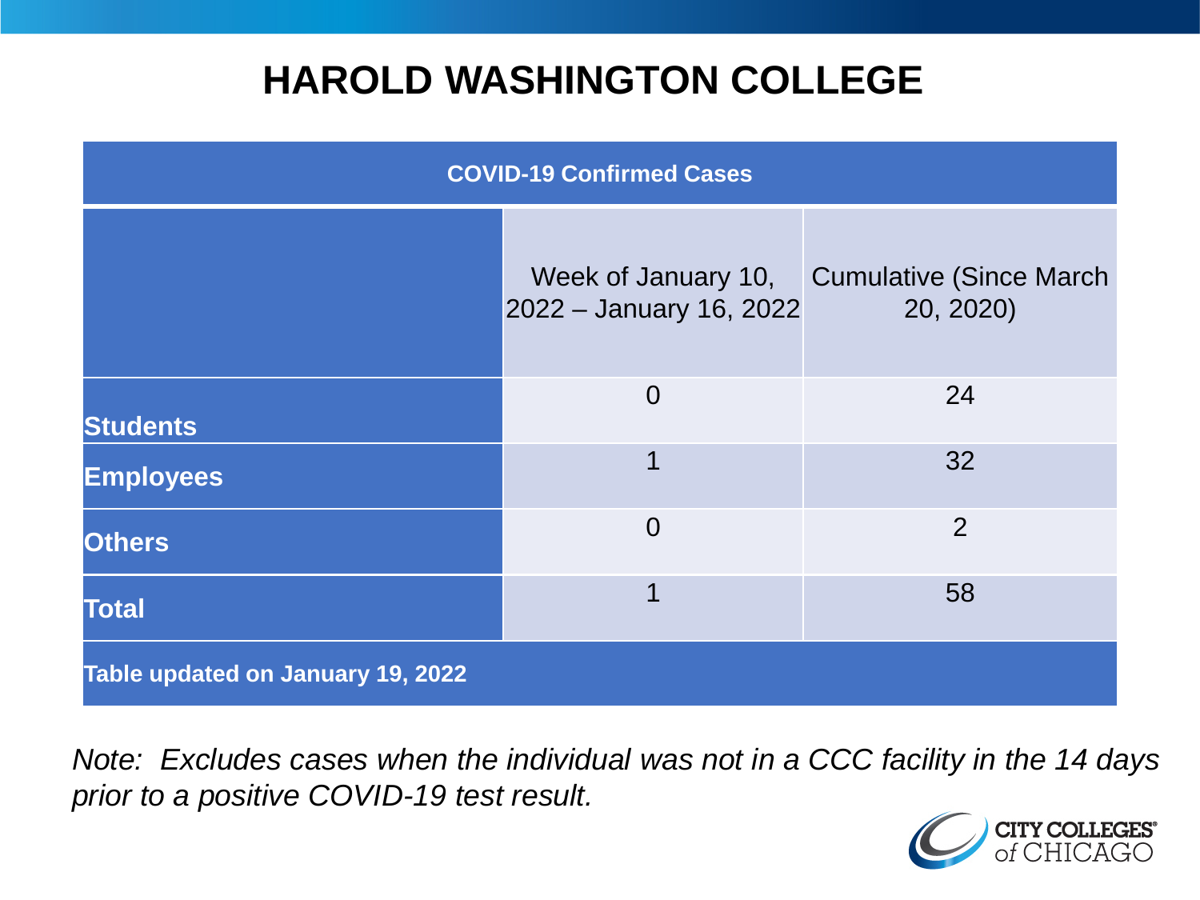# HAROLD WASHINGTON COLLEGE

| COVID-19 Confirmed Cases | | |
|---|---|---|
| | Week of January 10, 2022 – January 16, 2022 | Cumulative (Since March 20, 2020) |
| **Students** | 0 | 24 |
| **Employees** | 1 | 32 |
| **Others** | 0 | 2 |
| **Total** | 1 | 58 |
| **Table updated on January 19, 2022** | | |

*Note: Excludes cases when the individual was not in a CCC facility in the 14 days prior to a positive COVID-19 test result.*

CITY COLLEGES of CHICAGO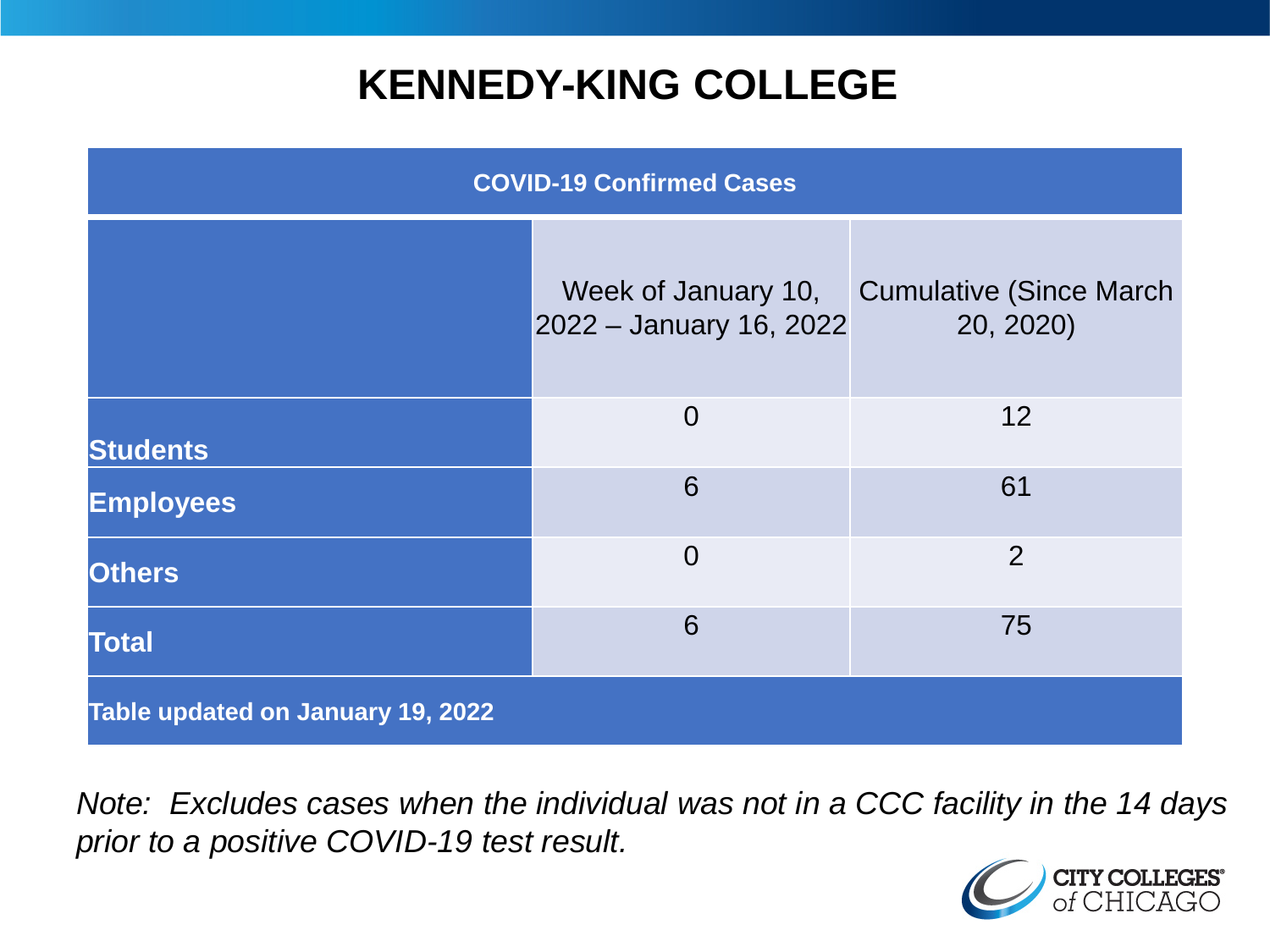# KENNEDY-KING COLLEGE

| COVID-19 Confirmed Cases | | |
|---|---|---|
| | Week of January 10, 2022 – January 16, 2022 | Cumulative (Since March 20, 2020) |
| **Students** | 0 | 12 |
| **Employees** | 6 | 61 |
| **Others** | 0 | 2 |
| **Total** | 6 | 75 |
| **Table updated on January 19, 2022** | | |

*Note: Excludes cases when the individual was not in a CCC facility in the 14 days prior to a positive COVID-19 test result.*

CITY COLLEGES of CHICAGO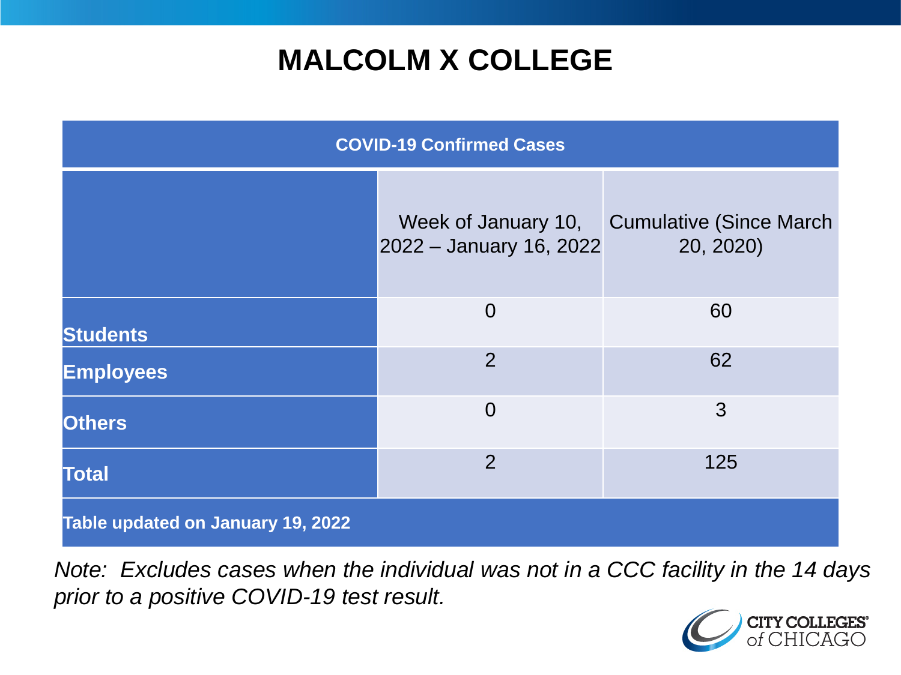# MALCOLM X COLLEGE

| COVID-19 Confirmed Cases | | |
|---|---|---|
| | Week of January 10, 2022 – January 16, 2022 | Cumulative (Since March 20, 2020) |
| **Students** | 0 | 60 |
| **Employees** | 2 | 62 |
| **Others** | 0 | 3 |
| **Total** | 2 | 125 |
| **Table updated on January 19, 2022** | | |

*Note: Excludes cases when the individual was not in a CCC facility in the 14 days prior to a positive COVID-19 test result.*

CITY COLLEGES of CHICAGO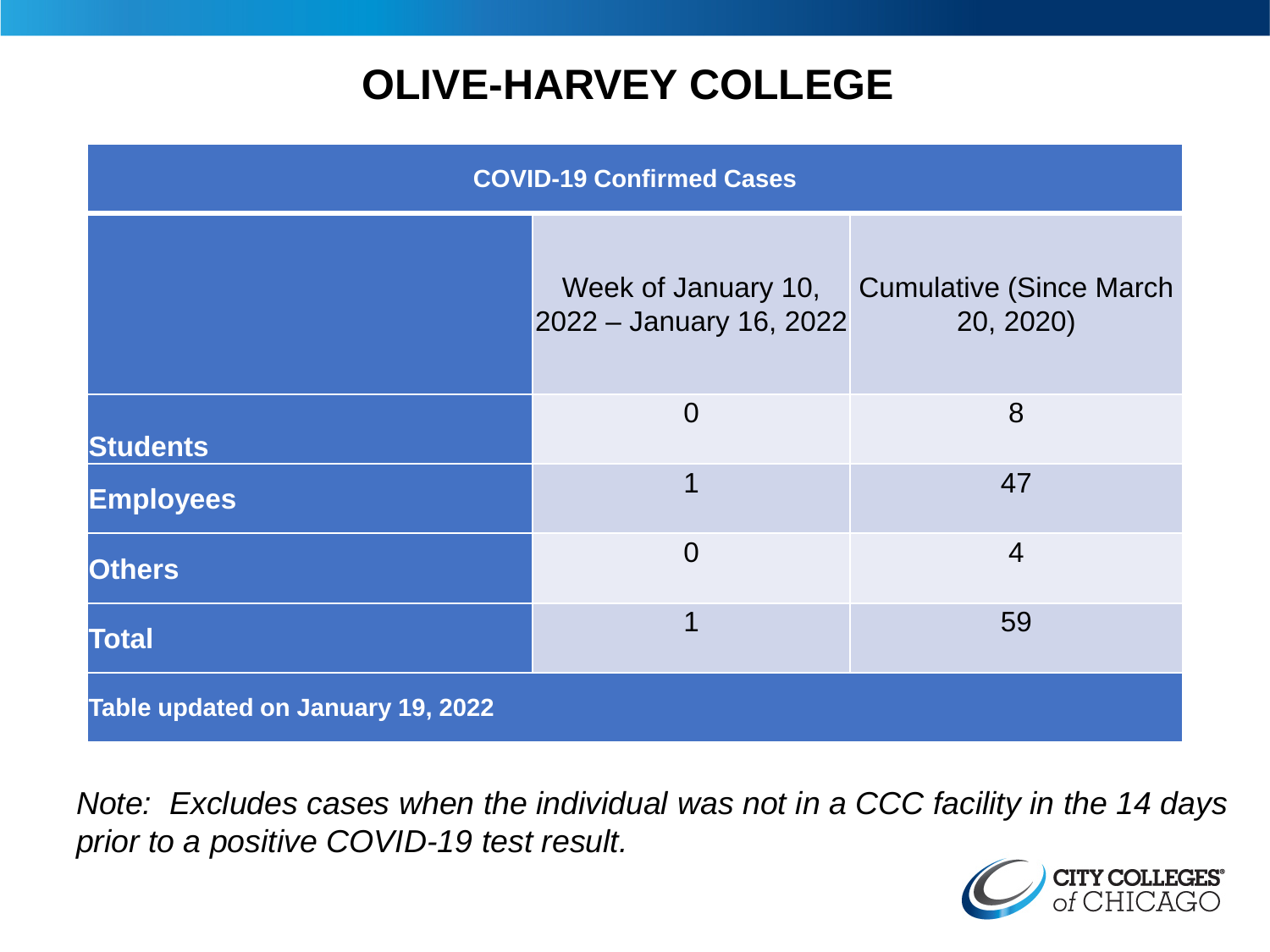# OLIVE-HARVEY COLLEGE

| COVID-19 Confirmed Cases | | |
|---|---|---|
| | Week of January 10, 2022 – January 16, 2022 | Cumulative (Since March 20, 2020) |
| **Students** | 0 | 8 |
| **Employees** | 1 | 47 |
| **Others** | 0 | 4 |
| **Total** | 1 | 59 |
| **Table updated on January 19, 2022** | | |

*Note: Excludes cases when the individual was not in a CCC facility in the 14 days prior to a positive COVID-19 test result.*

CITY COLLEGES of CHICAGO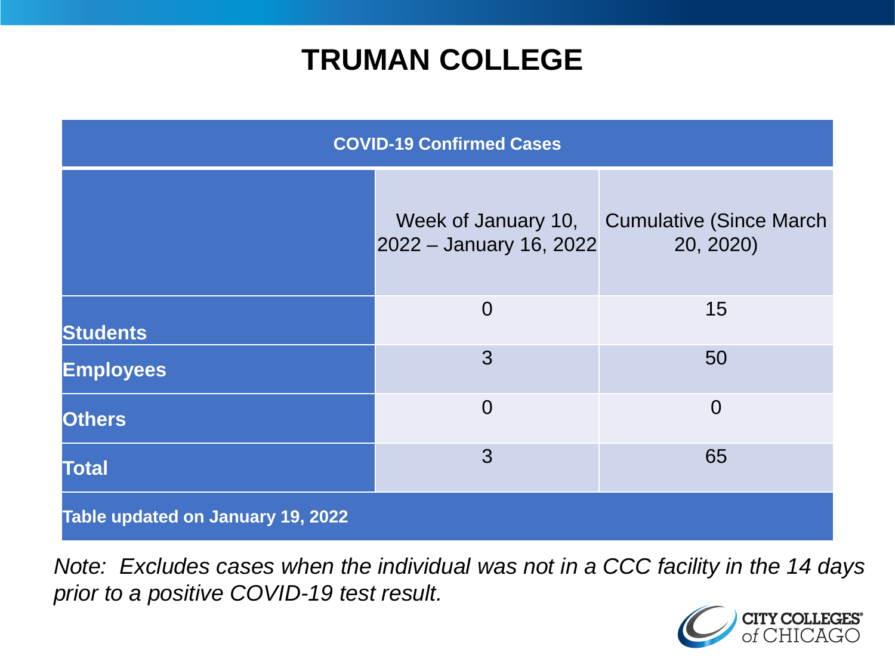# TRUMAN COLLEGE

| COVID-19 Confirmed Cases | | |
|---|---|---|
| | Week of January 10, 2022 – January 16, 2022 | Cumulative (Since March 20, 2020) |
| **Students** | 0 | 15 |
| **Employees** | 3 | 50 |
| **Others** | 0 | 0 |
| **Total** | 3 | 65 |
| **Table updated on January 19, 2022** | | |

*Note: Excludes cases when the individual was not in a CCC facility in the 14 days prior to a positive COVID-19 test result.*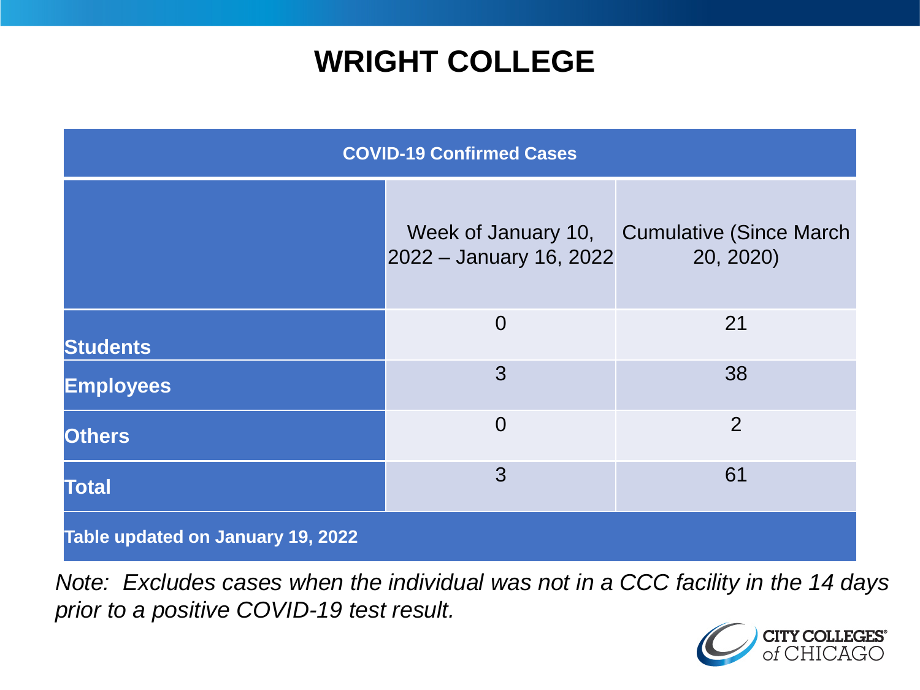# WRIGHT COLLEGE

| COVID-19 Confirmed Cases | | |
|---|---|---|
| | Week of January 10, 2022 – January 16, 2022 | Cumulative (Since March 20, 2020) |
| **Students** | 0 | 21 |
| **Employees** | 3 | 38 |
| **Others** | 0 | 2 |
| **Total** | 3 | 61 |
| **Table updated on January 19, 2022** | | |

*Note: Excludes cases when the individual was not in a CCC facility in the 14 days prior to a positive COVID-19 test result.*

CITY COLLEGES of CHICAGO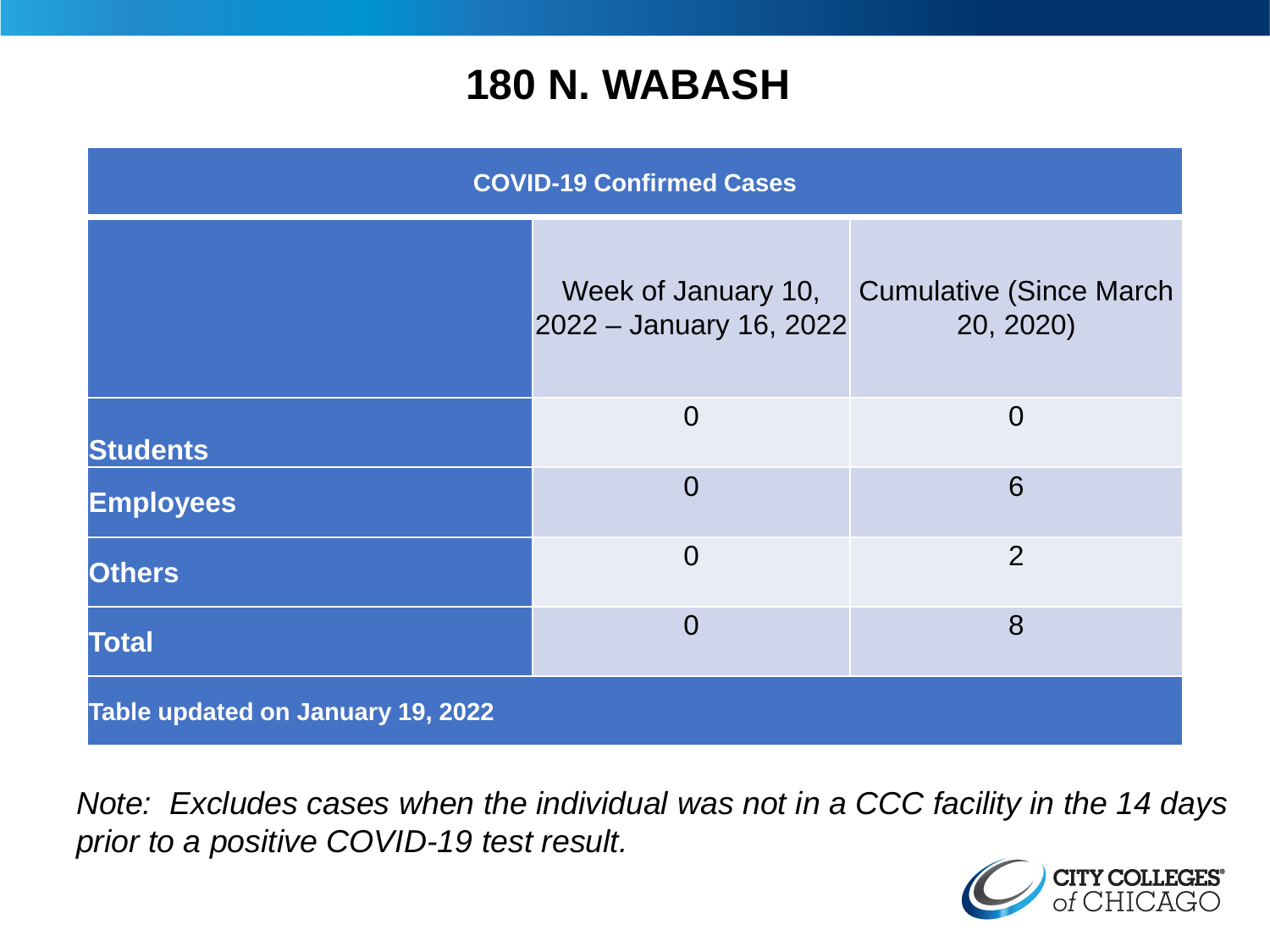# 180 N. WABASH

| COVID-19 Confirmed Cases | | |
|---|---|---|
| | Week of January 10, 2022 – January 16, 2022 | Cumulative (Since March 20, 2020) |
| **Students** | 0 | 0 |
| **Employees** | 0 | 6 |
| **Others** | 0 | 2 |
| **Total** | 0 | 8 |
| **Table updated on January 19, 2022** | | |

*Note: Excludes cases when the individual was not in a CCC facility in the 14 days prior to a positive COVID-19 test result.*

CITY COLLEGES of CHICAGO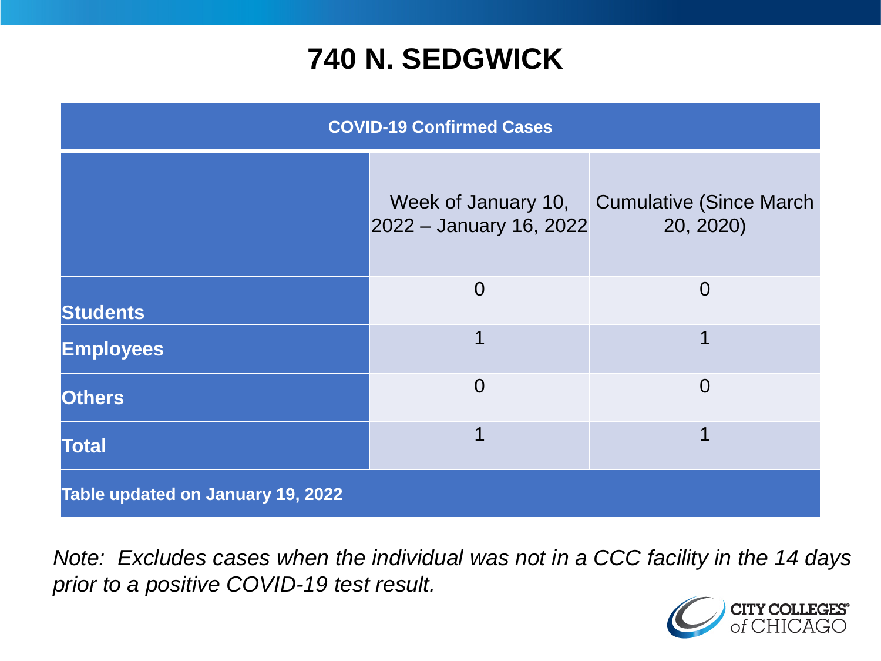# 740 N. SEDGWICK

| COVID-19 Confirmed Cases | | |
|---|---|---|
| | Week of January 10, 2022 – January 16, 2022 | Cumulative (Since March 20, 2020) |
| **Students** | 0 | 0 |
| **Employees** | 1 | 1 |
| **Others** | 0 | 0 |
| **Total** | 1 | 1 |
| **Table updated on January 19, 2022** | | |

*Note: Excludes cases when the individual was not in a CCC facility in the 14 days prior to a positive COVID-19 test result.*

CITY COLLEGES of CHICAGO